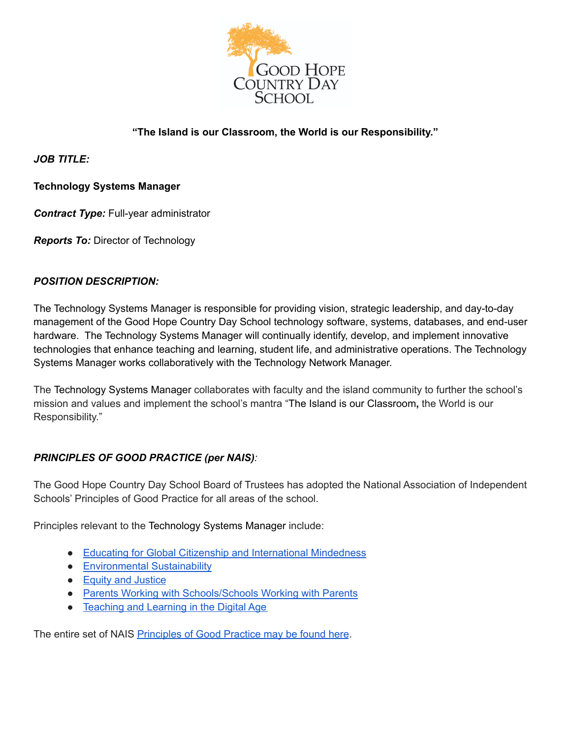**"The Island is our Classroom, the World is our Responsibility."**

***JOB TITLE:***

**Technology Systems Manager**

***Contract Type:*** Full-year administrator

***Reports To:*** Director of Technology

***POSITION DESCRIPTION:***

The Technology Systems Manager is responsible for providing vision, strategic leadership, and day-to-day management of the Good Hope Country Day School technology software, systems, databases, and end-user hardware. The Technology Systems Manager will continually identify, develop, and implement innovative technologies that enhance teaching and learning, student life, and administrative operations. The Technology Systems Manager works collaboratively with the Technology Network Manager.

The Technology Systems Manager collaborates with faculty and the island community to further the school's mission and values and implement the school's mantra "The Island is our Classroom, the World is our Responsibility."

***PRINCIPLES OF GOOD PRACTICE (per NAIS)***:

The Good Hope Country Day School Board of Trustees has adopted the National Association of Independent Schools' Principles of Good Practice for all areas of the school.

Principles relevant to the Technology Systems Manager include:

- Educating for Global Citizenship and International Mindedness
- Environmental Sustainability
- Equity and Justice
- Parents Working with Schools/Schools Working with Parents
- Teaching and Learning in the Digital Age

The entire set of NAIS Principles of Good Practice may be found here.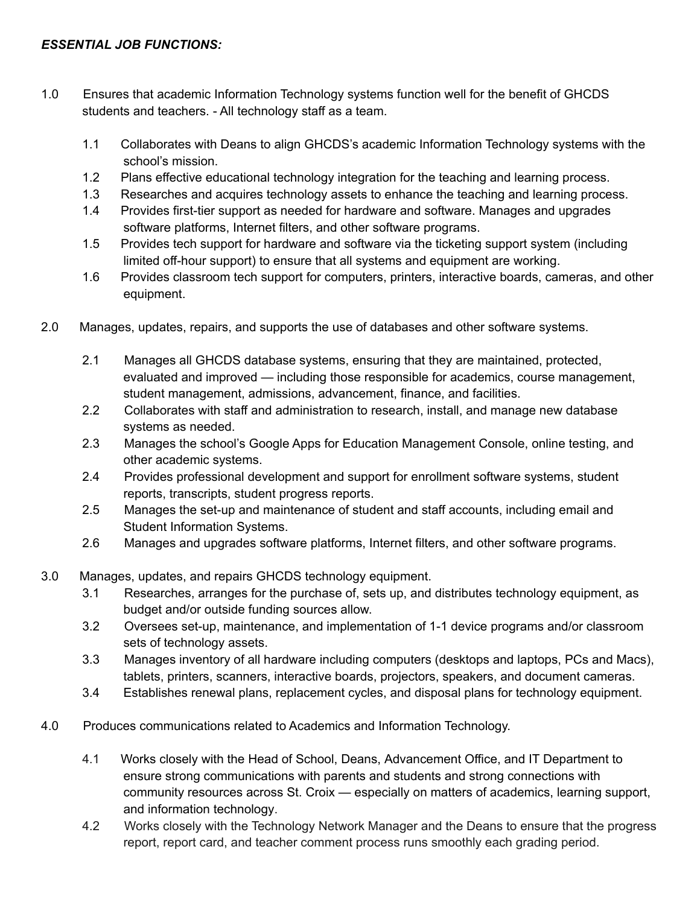***ESSENTIAL JOB FUNCTIONS:***

1.0 Ensures that academic Information Technology systems function well for the benefit of GHCDS students and teachers. - All technology staff as a team.

- 1.1 Collaborates with Deans to align GHCDS's academic Information Technology systems with the school's mission.
- 1.2 Plans effective educational technology integration for the teaching and learning process.
- 1.3 Researches and acquires technology assets to enhance the teaching and learning process.
- 1.4 Provides first-tier support as needed for hardware and software. Manages and upgrades software platforms, Internet filters, and other software programs.
- 1.5 Provides tech support for hardware and software via the ticketing support system (including limited off-hour support) to ensure that all systems and equipment are working.
- 1.6 Provides classroom tech support for computers, printers, interactive boards, cameras, and other equipment.

2.0 Manages, updates, repairs, and supports the use of databases and other software systems.

- 2.1 Manages all GHCDS database systems, ensuring that they are maintained, protected, evaluated and improved — including those responsible for academics, course management, student management, admissions, advancement, finance, and facilities.
- 2.2 Collaborates with staff and administration to research, install, and manage new database systems as needed.
- 2.3 Manages the school's Google Apps for Education Management Console, online testing, and other academic systems.
- 2.4 Provides professional development and support for enrollment software systems, student reports, transcripts, student progress reports.
- 2.5 Manages the set-up and maintenance of student and staff accounts, including email and Student Information Systems.
- 2.6 Manages and upgrades software platforms, Internet filters, and other software programs.

3.0 Manages, updates, and repairs GHCDS technology equipment.

- 3.1 Researches, arranges for the purchase of, sets up, and distributes technology equipment, as budget and/or outside funding sources allow.
- 3.2 Oversees set-up, maintenance, and implementation of 1-1 device programs and/or classroom sets of technology assets.
- 3.3 Manages inventory of all hardware including computers (desktops and laptops, PCs and Macs), tablets, printers, scanners, interactive boards, projectors, speakers, and document cameras.
- 3.4 Establishes renewal plans, replacement cycles, and disposal plans for technology equipment.

4.0 Produces communications related to Academics and Information Technology.

- 4.1 Works closely with the Head of School, Deans, Advancement Office, and IT Department to ensure strong communications with parents and students and strong connections with community resources across St. Croix — especially on matters of academics, learning support, and information technology.
- 4.2 Works closely with the Technology Network Manager and the Deans to ensure that the progress report, report card, and teacher comment process runs smoothly each grading period.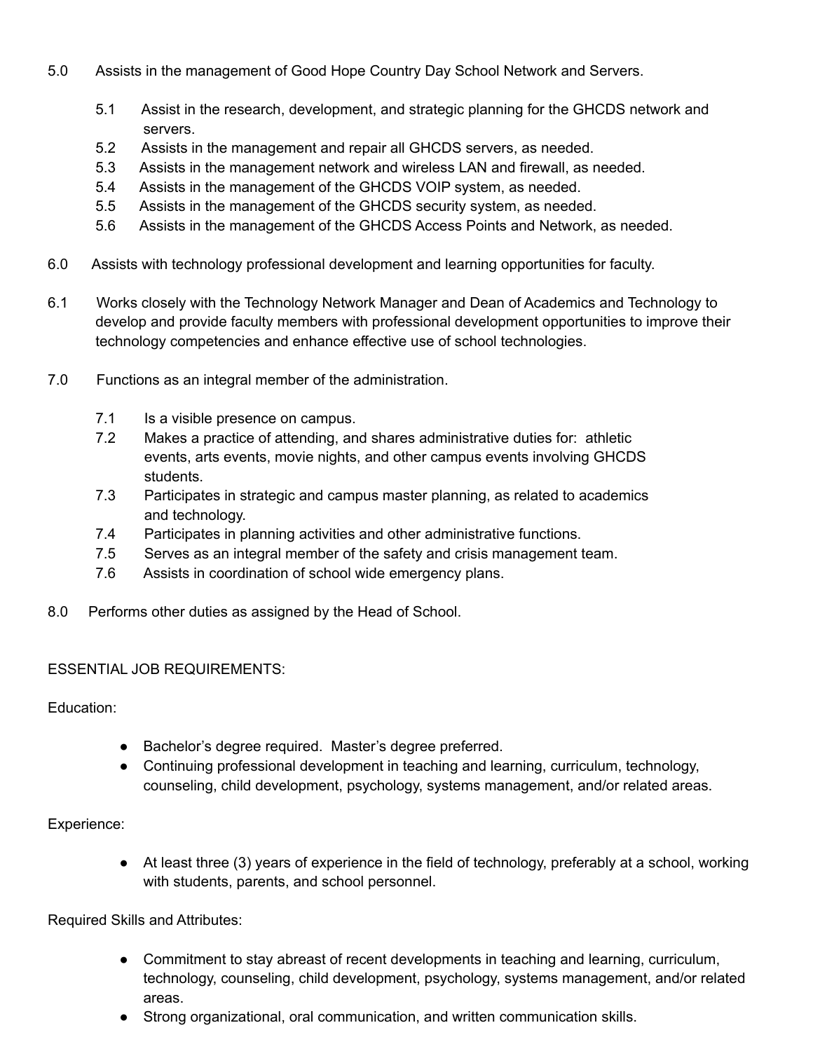5.0 Assists in the management of Good Hope Country Day School Network and Servers.

- 5.1 Assist in the research, development, and strategic planning for the GHCDS network and servers.
- 5.2 Assists in the management and repair all GHCDS servers, as needed.
- 5.3 Assists in the management network and wireless LAN and firewall, as needed.
- 5.4 Assists in the management of the GHCDS VOIP system, as needed.
- 5.5 Assists in the management of the GHCDS security system, as needed.
- 5.6 Assists in the management of the GHCDS Access Points and Network, as needed.

6.0 Assists with technology professional development and learning opportunities for faculty.

6.1 Works closely with the Technology Network Manager and Dean of Academics and Technology to develop and provide faculty members with professional development opportunities to improve their technology competencies and enhance effective use of school technologies.

7.0 Functions as an integral member of the administration.

- 7.1 Is a visible presence on campus.
- 7.2 Makes a practice of attending, and shares administrative duties for: athletic events, arts events, movie nights, and other campus events involving GHCDS students.
- 7.3 Participates in strategic and campus master planning, as related to academics and technology.
- 7.4 Participates in planning activities and other administrative functions.
- 7.5 Serves as an integral member of the safety and crisis management team.
- 7.6 Assists in coordination of school wide emergency plans.

8.0 Performs other duties as assigned by the Head of School.

ESSENTIAL JOB REQUIREMENTS:

Education:

- Bachelor's degree required. Master's degree preferred.
- Continuing professional development in teaching and learning, curriculum, technology, counseling, child development, psychology, systems management, and/or related areas.

Experience:

- At least three (3) years of experience in the field of technology, preferably at a school, working with students, parents, and school personnel.

Required Skills and Attributes:

- Commitment to stay abreast of recent developments in teaching and learning, curriculum, technology, counseling, child development, psychology, systems management, and/or related areas.
- Strong organizational, oral communication, and written communication skills.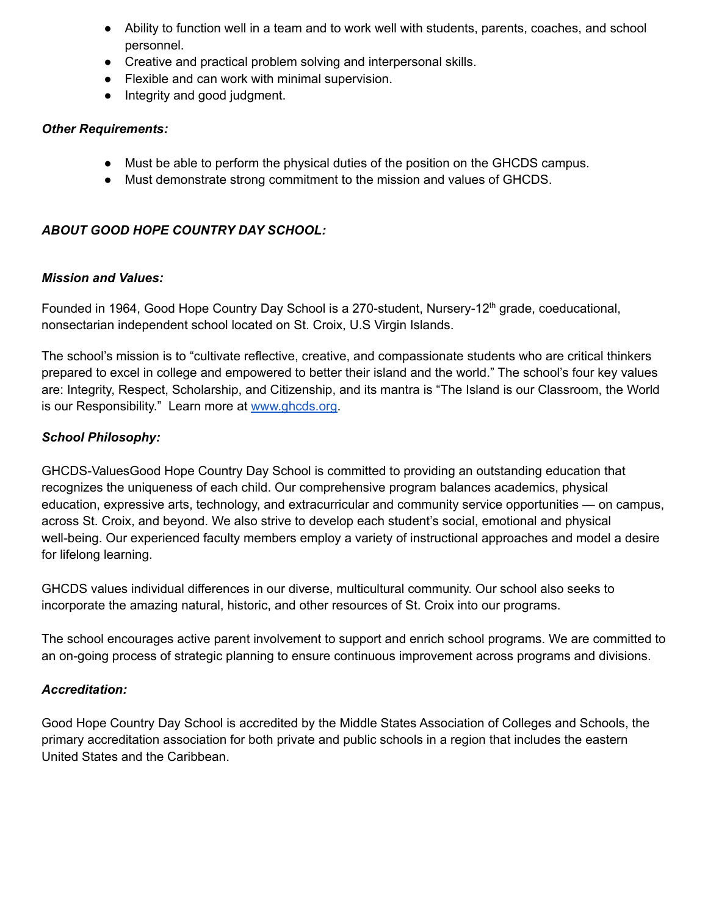- Ability to function well in a team and to work well with students, parents, coaches, and school personnel.
- Creative and practical problem solving and interpersonal skills.
- Flexible and can work with minimal supervision.
- Integrity and good judgment.

***Other Requirements:***

- Must be able to perform the physical duties of the position on the GHCDS campus.
- Must demonstrate strong commitment to the mission and values of GHCDS.

***ABOUT GOOD HOPE COUNTRY DAY SCHOOL:***

***Mission and Values:***

Founded in 1964, Good Hope Country Day School is a 270-student, Nursery-12th grade, coeducational, nonsectarian independent school located on St. Croix, U.S Virgin Islands.

The school's mission is to "cultivate reflective, creative, and compassionate students who are critical thinkers prepared to excel in college and empowered to better their island and the world." The school's four key values are: Integrity, Respect, Scholarship, and Citizenship, and its mantra is "The Island is our Classroom, the World is our Responsibility." Learn more at [www.ghcds.org](http://www.ghcds.org).

***School Philosophy:***

GHCDS-ValuesGood Hope Country Day School is committed to providing an outstanding education that recognizes the uniqueness of each child. Our comprehensive program balances academics, physical education, expressive arts, technology, and extracurricular and community service opportunities — on campus, across St. Croix, and beyond. We also strive to develop each student's social, emotional and physical well-being. Our experienced faculty members employ a variety of instructional approaches and model a desire for lifelong learning.

GHCDS values individual differences in our diverse, multicultural community. Our school also seeks to incorporate the amazing natural, historic, and other resources of St. Croix into our programs.

The school encourages active parent involvement to support and enrich school programs. We are committed to an on-going process of strategic planning to ensure continuous improvement across programs and divisions.

***Accreditation:***

Good Hope Country Day School is accredited by the Middle States Association of Colleges and Schools, the primary accreditation association for both private and public schools in a region that includes the eastern United States and the Caribbean.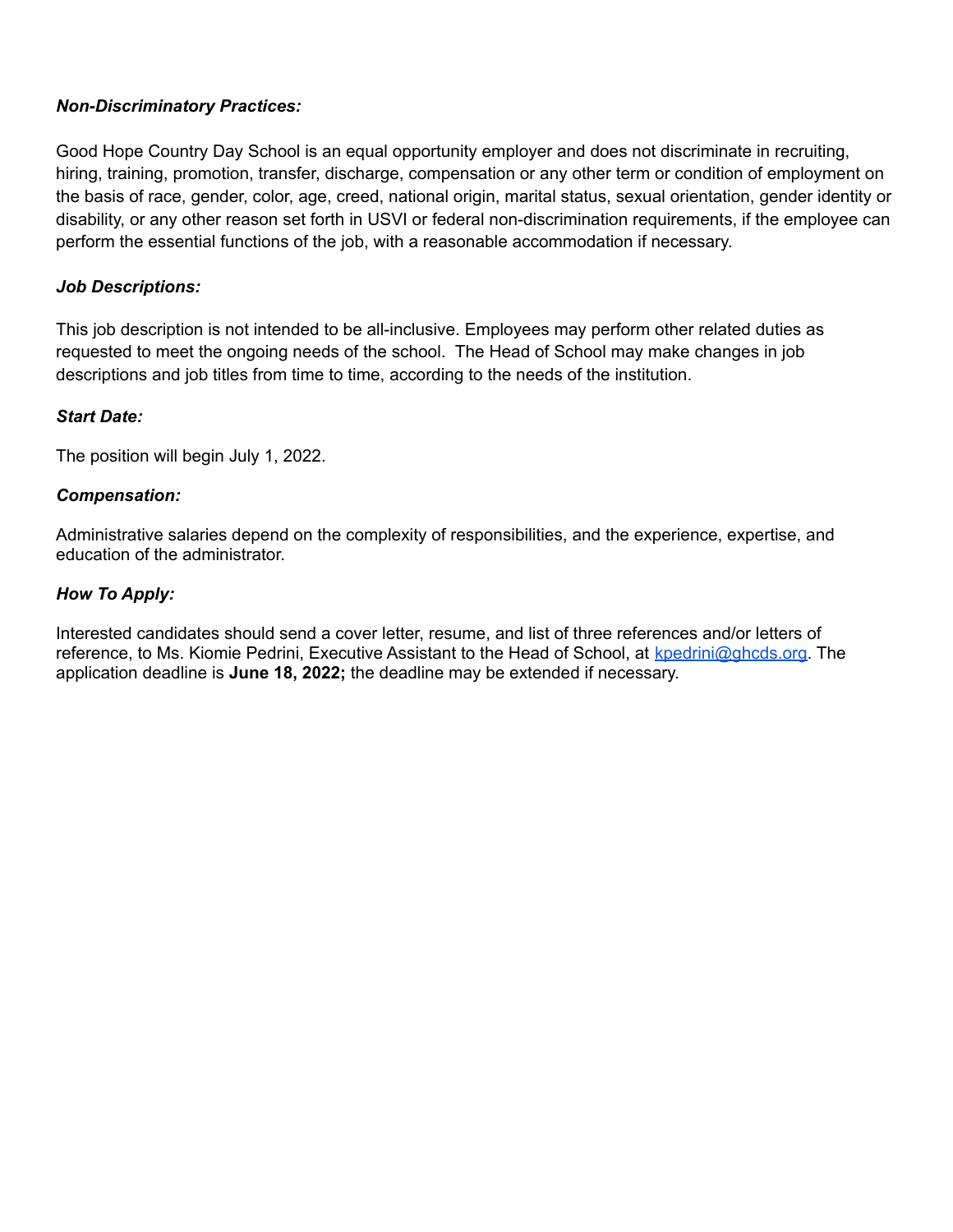***Non-Discriminatory Practices:***

Good Hope Country Day School is an equal opportunity employer and does not discriminate in recruiting, hiring, training, promotion, transfer, discharge, compensation or any other term or condition of employment on the basis of race, gender, color, age, creed, national origin, marital status, sexual orientation, gender identity or disability, or any other reason set forth in USVI or federal non-discrimination requirements, if the employee can perform the essential functions of the job, with a reasonable accommodation if necessary.

***Job Descriptions:***

This job description is not intended to be all-inclusive. Employees may perform other related duties as requested to meet the ongoing needs of the school. The Head of School may make changes in job descriptions and job titles from time to time, according to the needs of the institution.

***Start Date:***

The position will begin July 1, 2022.

***Compensation:***

Administrative salaries depend on the complexity of responsibilities, and the experience, expertise, and education of the administrator.

***How To Apply:***

Interested candidates should send a cover letter, resume, and list of three references and/or letters of reference, to Ms. Kiomie Pedrini, Executive Assistant to the Head of School, at kpedrini@ghcds.org. The application deadline is **June 18, 2022;** the deadline may be extended if necessary.